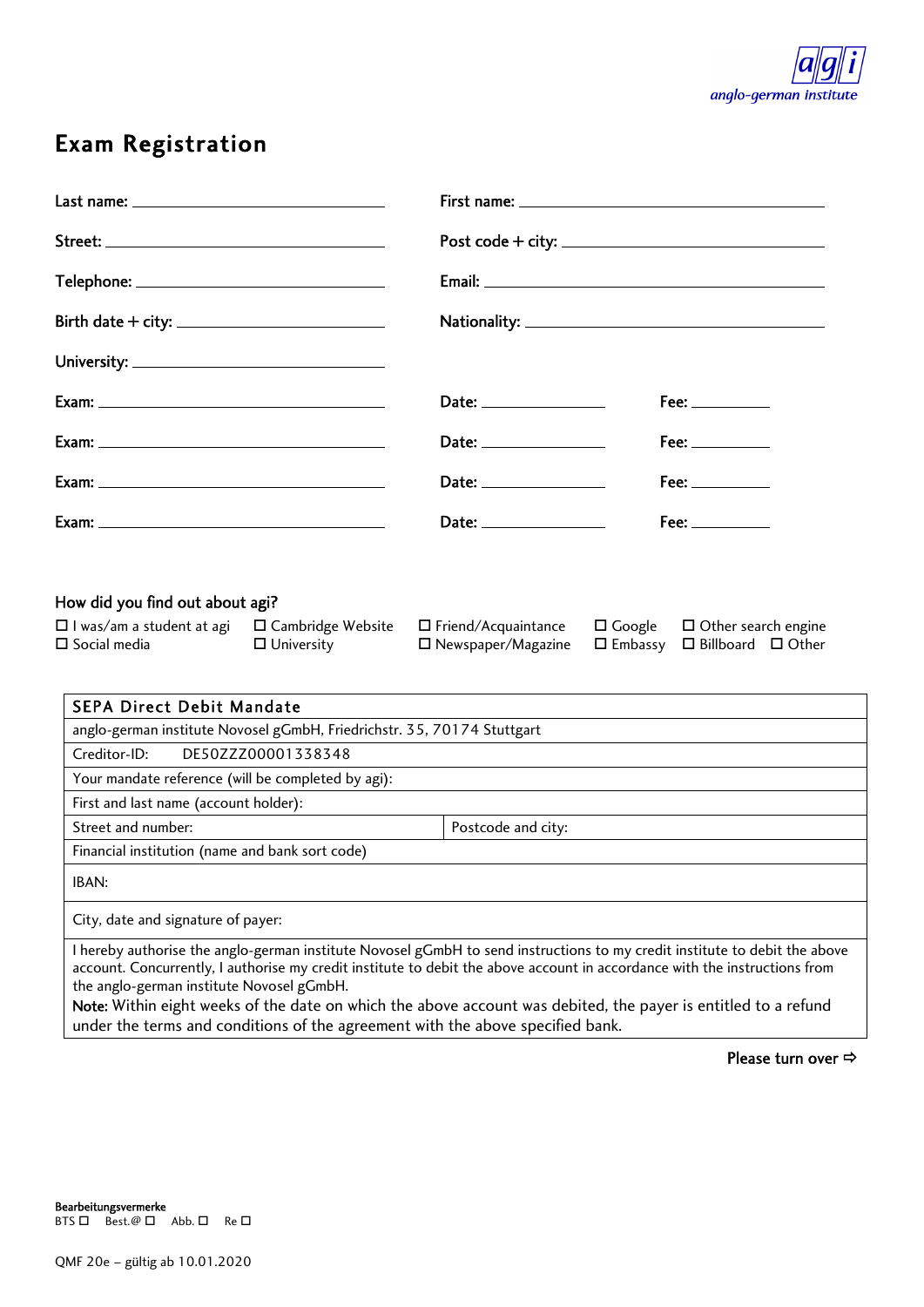anglo-german institute

# Exam Registration

Last name: \_\_\_\_\_\_\_\_\_\_\_\_\_\_\_\_\_\_\_\_ First name: \_\_\_\_\_\_\_\_\_\_\_\_\_\_\_\_\_\_\_\_

Street: \_\_\_\_\_\_\_\_\_\_\_\_\_\_\_\_\_\_\_\_ Post code + city: \_\_\_\_\_\_\_\_\_\_\_\_\_\_\_\_\_\_\_\_

Telephone: \_\_\_\_\_\_\_\_\_\_\_\_\_\_\_\_\_\_\_\_ Email: \_\_\_\_\_\_\_\_\_\_\_\_\_\_\_\_\_\_\_\_

Birth date + city: \_\_\_\_\_\_\_\_\_\_\_\_\_\_\_\_\_\_\_\_ Nationality: \_\_\_\_\_\_\_\_\_\_\_\_\_\_\_\_\_\_\_\_

University: \_\_\_\_\_\_\_\_\_\_\_\_\_\_\_\_\_\_\_\_

Exam: \_\_\_\_\_\_\_\_\_\_\_\_\_\_\_\_\_\_\_\_ Date: \_\_\_\_\_\_\_\_\_\_ Fee: \_\_\_\_\_\_\_\_

Exam: \_\_\_\_\_\_\_\_\_\_\_\_\_\_\_\_\_\_\_\_ Date: \_\_\_\_\_\_\_\_\_\_ Fee: \_\_\_\_\_\_\_\_

Exam: \_\_\_\_\_\_\_\_\_\_\_\_\_\_\_\_\_\_\_\_ Date: \_\_\_\_\_\_\_\_\_\_ Fee: \_\_\_\_\_\_\_\_

Exam: \_\_\_\_\_\_\_\_\_\_\_\_\_\_\_\_\_\_\_\_ Date: \_\_\_\_\_\_\_\_\_\_ Fee: \_\_\_\_\_\_\_\_

## How did you find out about agi?

☐ I was/am a student at agi ☐ Cambridge Website ☐ Friend/Acquaintance ☐ Google ☐ Other search engine
☐ Social media ☐ University ☐ Newspaper/Magazine ☐ Embassy ☐ Billboard ☐ Other

| SEPA Direct Debit Mandate | |
|---|---|
| anglo-german institute Novosel gGmbH, Friedrichstr. 35, 70174 Stuttgart | |
| Creditor-ID: DE50ZZZ00001338348 | |
| Your mandate reference (will be completed by agi): | |
| First and last name (account holder): | |
| Street and number: | Postcode and city: |
| Financial institution (name and bank sort code) | |
| IBAN: | |
| City, date and signature of payer: | |
| I hereby authorise the anglo-german institute Novosel gGmbH to send instructions to my credit institute to debit the above account. Concurrently, I authorise my credit institute to debit the above account in accordance with the instructions from the anglo-german institute Novosel gGmbH. **Note:** Within eight weeks of the date on which the above account was debited, the payer is entitled to a refund under the terms and conditions of the agreement with the above specified bank. | |

Please turn over ⇨

**Bearbeitungsvermerke**
BTS ☐ Best.@ ☐ Abb. ☐ Re ☐

QMF 20e – gültig ab 10.01.2020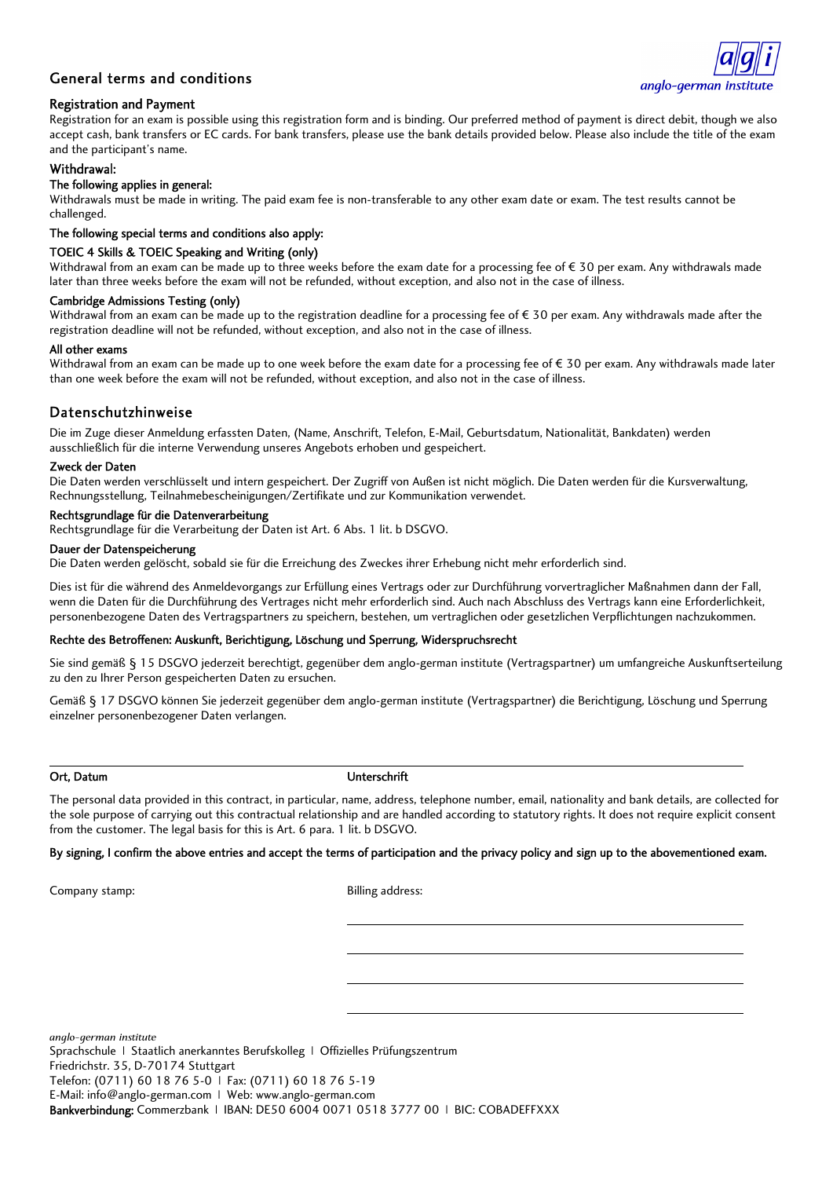agi
*anglo-german institute*

## General terms and conditions

### Registration and Payment

Registration for an exam is possible using this registration form and is binding. Our preferred method of payment is direct debit, though we also accept cash, bank transfers or EC cards. For bank transfers, please use the bank details provided below. Please also include the title of the exam and the participant's name.

### Withdrawal:

#### The following applies in general:

Withdrawals must be made in writing. The paid exam fee is non-transferable to any other exam date or exam. The test results cannot be challenged.

#### The following special terms and conditions also apply:

#### TOEIC 4 Skills & TOEIC Speaking and Writing (only)

Withdrawal from an exam can be made up to three weeks before the exam date for a processing fee of € 30 per exam. Any withdrawals made later than three weeks before the exam will not be refunded, without exception, and also not in the case of illness.

#### Cambridge Admissions Testing (only)

Withdrawal from an exam can be made up to the registration deadline for a processing fee of € 30 per exam. Any withdrawals made after the registration deadline will not be refunded, without exception, and also not in the case of illness.

#### All other exams

Withdrawal from an exam can be made up to one week before the exam date for a processing fee of € 30 per exam. Any withdrawals made later than one week before the exam will not be refunded, without exception, and also not in the case of illness.

## Datenschutzhinweise

Die im Zuge dieser Anmeldung erfassten Daten, (Name, Anschrift, Telefon, E-Mail, Geburtsdatum, Nationalität, Bankdaten) werden ausschließlich für die interne Verwendung unseres Angebots erhoben und gespeichert.

### Zweck der Daten

Die Daten werden verschlüsselt und intern gespeichert. Der Zugriff von Außen ist nicht möglich. Die Daten werden für die Kursverwaltung, Rechnungsstellung, Teilnahmebescheinigungen/Zertifikate und zur Kommunikation verwendet.

### Rechtsgrundlage für die Datenverarbeitung

Rechtsgrundlage für die Verarbeitung der Daten ist Art. 6 Abs. 1 lit. b DSGVO.

### Dauer der Datenspeicherung

Die Daten werden gelöscht, sobald sie für die Erreichung des Zweckes ihrer Erhebung nicht mehr erforderlich sind.

Dies ist für die während des Anmeldevorgangs zur Erfüllung eines Vertrags oder zur Durchführung vorvertraglicher Maßnahmen dann der Fall, wenn die Daten für die Durchführung des Vertrages nicht mehr erforderlich sind. Auch nach Abschluss des Vertrags kann eine Erforderlichkeit, personenbezogene Daten des Vertragspartners zu speichern, bestehen, um vertraglichen oder gesetzlichen Verpflichtungen nachzukommen.

### Rechte des Betroffenen: Auskunft, Berichtigung, Löschung und Sperrung, Widerspruchsrecht

Sie sind gemäß § 15 DSGVO jederzeit berechtigt, gegenüber dem anglo-german institute (Vertragspartner) um umfangreiche Auskunftserteilung zu den zu Ihrer Person gespeicherten Daten zu ersuchen.

Gemäß § 17 DSGVO können Sie jederzeit gegenüber dem anglo-german institute (Vertragspartner) die Berichtigung, Löschung und Sperrung einzelner personenbezogener Daten verlangen.

______________________________________________

**Ort, Datum** **Unterschrift**

The personal data provided in this contract, in particular, name, address, telephone number, email, nationality and bank details, are collected for the sole purpose of carrying out this contractual relationship and are handled according to statutory rights. It does not require explicit consent from the customer. The legal basis for this is Art. 6 para. 1 lit. b DSGVO.

**By signing, I confirm the above entries and accept the terms of participation and the privacy policy and sign up to the abovementioned exam.**

Company stamp:

Billing address:

______________________________

______________________________

______________________________

______________________________

*anglo-german institute*
Sprachschule | Staatlich anerkanntes Berufskolleg | Offizielles Prüfungszentrum
Friedrichstr. 35, D-70174 Stuttgart
Telefon: (0711) 60 18 76 5-0 | Fax: (0711) 60 18 76 5-19
E-Mail: info@anglo-german.com | Web: www.anglo-german.com
**Bankverbindung:** Commerzbank | IBAN: DE50 6004 0071 0518 3777 00 | BIC: COBADEFFXXX